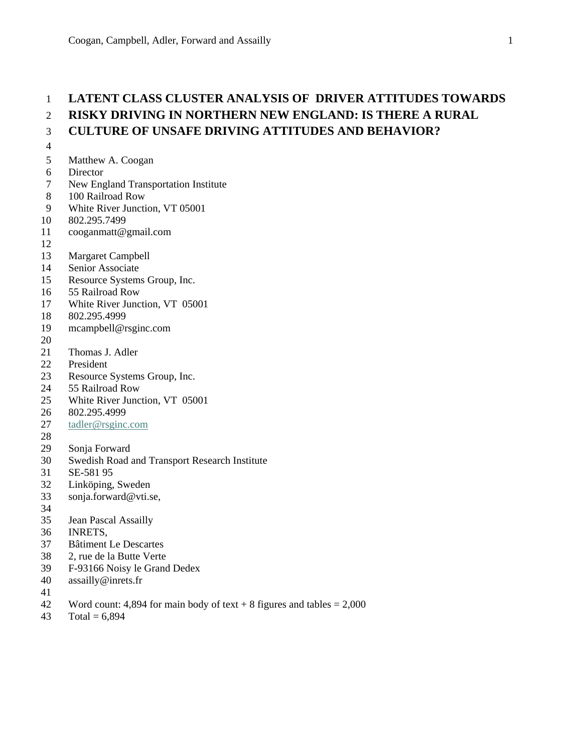# LATENT CLASS CLUSTER ANALYSIS OF DRIVER ATTITUDES TOWARDS RISKY DRIVING IN NORTHERN NEW ENGLAND: IS THERE A RURAL CULTURE OF UNSAFE DRIVING ATTITUDES AND BEHAVIOR?

Matthew A. Coogan  
Director  
New England Transportation Institute  
100 Railroad Row  
White River Junction, VT 05001  
802.295.7499  
cooganmatt@gmail.com

Margaret Campbell  
Senior Associate  
Resource Systems Group, Inc.  
55 Railroad Row  
White River Junction, VT 05001  
802.295.4999  
mcampbell@rsginc.com

Thomas J. Adler  
President  
Resource Systems Group, Inc.  
55 Railroad Row  
White River Junction, VT 05001  
802.295.4999  
tadler@rsginc.com

Sonja Forward  
Swedish Road and Transport Research Institute  
SE-581 95  
Linköping, Sweden  
sonja.forward@vti.se,

Jean Pascal Assailly  
INRETS,  
Bâtiment Le Descartes  
2, rue de la Butte Verte  
F-93166 Noisy le Grand Dedex  
assailly@inrets.fr

Word count: 4,894 for main body of text + 8 figures and tables = 2,000  
Total = 6,894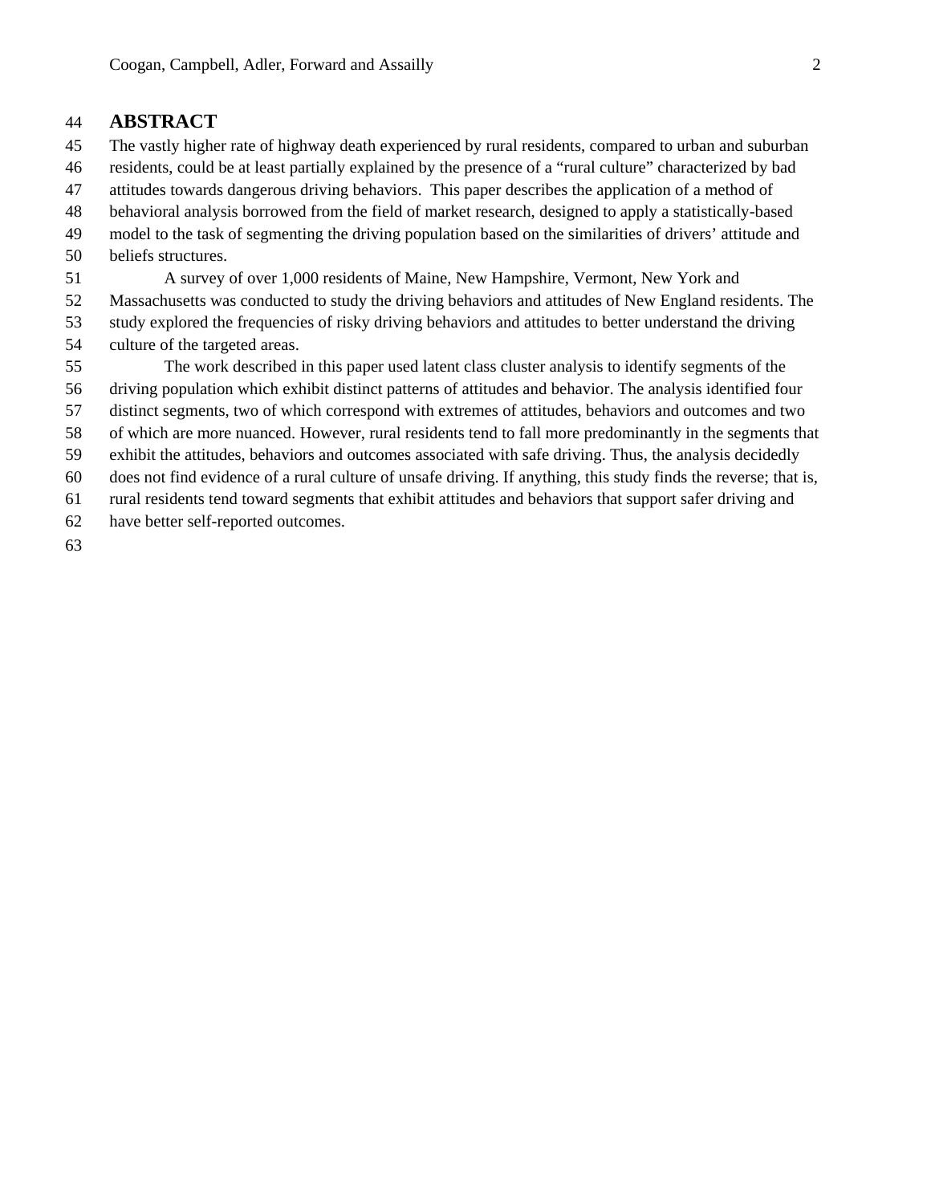## ABSTRACT

The vastly higher rate of highway death experienced by rural residents, compared to urban and suburban residents, could be at least partially explained by the presence of a "rural culture" characterized by bad attitudes towards dangerous driving behaviors. This paper describes the application of a method of behavioral analysis borrowed from the field of market research, designed to apply a statistically-based model to the task of segmenting the driving population based on the similarities of drivers' attitude and beliefs structures.

A survey of over 1,000 residents of Maine, New Hampshire, Vermont, New York and Massachusetts was conducted to study the driving behaviors and attitudes of New England residents. The study explored the frequencies of risky driving behaviors and attitudes to better understand the driving culture of the targeted areas.

The work described in this paper used latent class cluster analysis to identify segments of the driving population which exhibit distinct patterns of attitudes and behavior. The analysis identified four distinct segments, two of which correspond with extremes of attitudes, behaviors and outcomes and two of which are more nuanced. However, rural residents tend to fall more predominantly in the segments that exhibit the attitudes, behaviors and outcomes associated with safe driving. Thus, the analysis decidedly does not find evidence of a rural culture of unsafe driving. If anything, this study finds the reverse; that is, rural residents tend toward segments that exhibit attitudes and behaviors that support safer driving and have better self-reported outcomes.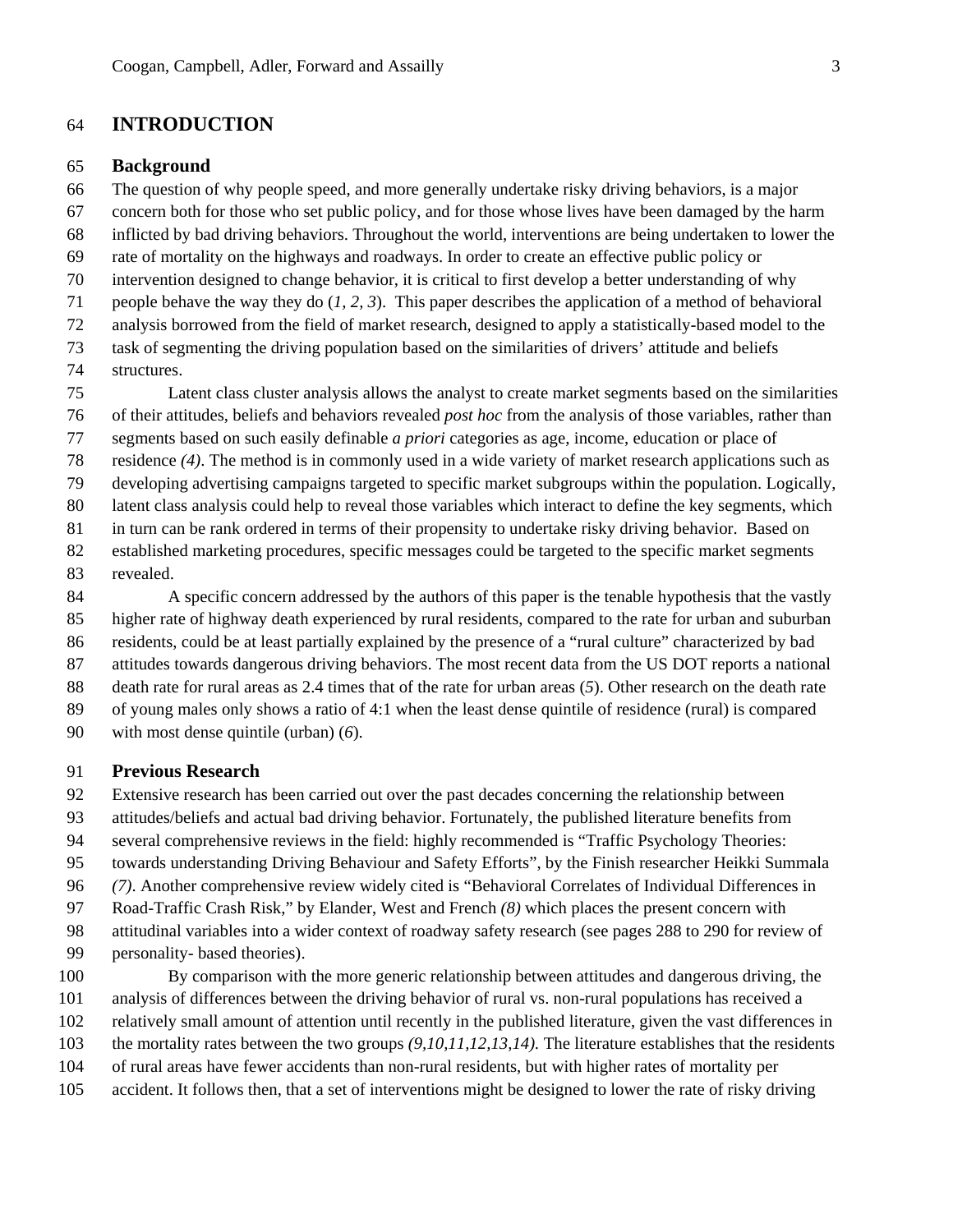# INTRODUCTION

## Background

The question of why people speed, and more generally undertake risky driving behaviors, is a major concern both for those who set public policy, and for those whose lives have been damaged by the harm inflicted by bad driving behaviors. Throughout the world, interventions are being undertaken to lower the rate of mortality on the highways and roadways. In order to create an effective public policy or intervention designed to change behavior, it is critical to first develop a better understanding of why people behave the way they do (*1, 2, 3*). This paper describes the application of a method of behavioral analysis borrowed from the field of market research, designed to apply a statistically-based model to the task of segmenting the driving population based on the similarities of drivers' attitude and beliefs structures.

Latent class cluster analysis allows the analyst to create market segments based on the similarities of their attitudes, beliefs and behaviors revealed *post hoc* from the analysis of those variables, rather than segments based on such easily definable *a priori* categories as age, income, education or place of residence *(4)*. The method is in commonly used in a wide variety of market research applications such as developing advertising campaigns targeted to specific market subgroups within the population. Logically, latent class analysis could help to reveal those variables which interact to define the key segments, which in turn can be rank ordered in terms of their propensity to undertake risky driving behavior. Based on established marketing procedures, specific messages could be targeted to the specific market segments revealed.

A specific concern addressed by the authors of this paper is the tenable hypothesis that the vastly higher rate of highway death experienced by rural residents, compared to the rate for urban and suburban residents, could be at least partially explained by the presence of a "rural culture" characterized by bad attitudes towards dangerous driving behaviors. The most recent data from the US DOT reports a national death rate for rural areas as 2.4 times that of the rate for urban areas (*5*). Other research on the death rate of young males only shows a ratio of 4:1 when the least dense quintile of residence (rural) is compared with most dense quintile (urban) (*6*).

## Previous Research

Extensive research has been carried out over the past decades concerning the relationship between attitudes/beliefs and actual bad driving behavior. Fortunately, the published literature benefits from several comprehensive reviews in the field: highly recommended is "Traffic Psychology Theories: towards understanding Driving Behaviour and Safety Efforts", by the Finish researcher Heikki Summala *(7)*. Another comprehensive review widely cited is "Behavioral Correlates of Individual Differences in Road-Traffic Crash Risk," by Elander, West and French *(8)* which places the present concern with attitudinal variables into a wider context of roadway safety research (see pages 288 to 290 for review of personality- based theories).

By comparison with the more generic relationship between attitudes and dangerous driving, the analysis of differences between the driving behavior of rural vs. non-rural populations has received a relatively small amount of attention until recently in the published literature, given the vast differences in the mortality rates between the two groups *(9,10,11,12,13,14)*. The literature establishes that the residents of rural areas have fewer accidents than non-rural residents, but with higher rates of mortality per accident. It follows then, that a set of interventions might be designed to lower the rate of risky driving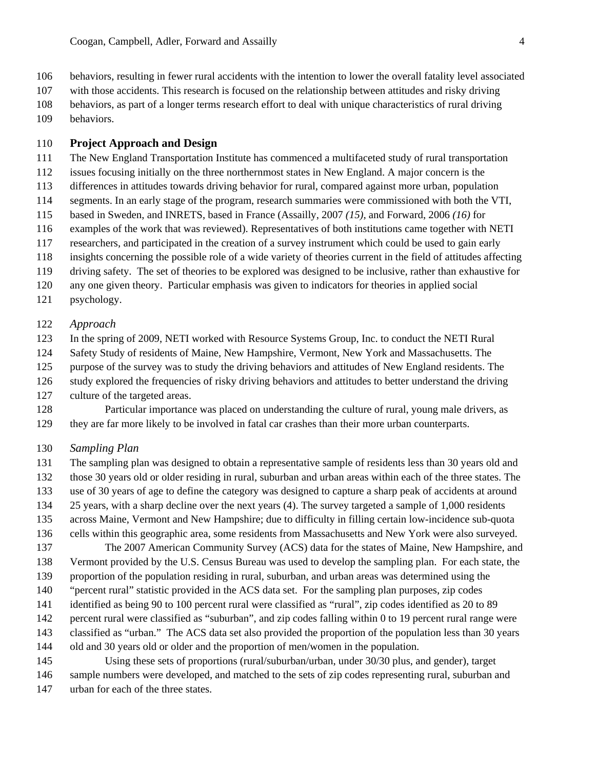behaviors, resulting in fewer rural accidents with the intention to lower the overall fatality level associated with those accidents. This research is focused on the relationship between attitudes and risky driving behaviors, as part of a longer terms research effort to deal with unique characteristics of rural driving behaviors.

## Project Approach and Design

The New England Transportation Institute has commenced a multifaceted study of rural transportation issues focusing initially on the three northernmost states in New England. A major concern is the differences in attitudes towards driving behavior for rural, compared against more urban, population segments. In an early stage of the program, research summaries were commissioned with both the VTI, based in Sweden, and INRETS, based in France (Assailly, 2007 *(15)*, and Forward, 2006 *(16)* for examples of the work that was reviewed). Representatives of both institutions came together with NETI researchers, and participated in the creation of a survey instrument which could be used to gain early insights concerning the possible role of a wide variety of theories current in the field of attitudes affecting driving safety. The set of theories to be explored was designed to be inclusive, rather than exhaustive for any one given theory. Particular emphasis was given to indicators for theories in applied social psychology.

### *Approach*

In the spring of 2009, NETI worked with Resource Systems Group, Inc. to conduct the NETI Rural Safety Study of residents of Maine, New Hampshire, Vermont, New York and Massachusetts. The purpose of the survey was to study the driving behaviors and attitudes of New England residents. The study explored the frequencies of risky driving behaviors and attitudes to better understand the driving culture of the targeted areas.

Particular importance was placed on understanding the culture of rural, young male drivers, as they are far more likely to be involved in fatal car crashes than their more urban counterparts.

### *Sampling Plan*

The sampling plan was designed to obtain a representative sample of residents less than 30 years old and those 30 years old or older residing in rural, suburban and urban areas within each of the three states. The use of 30 years of age to define the category was designed to capture a sharp peak of accidents at around 25 years, with a sharp decline over the next years (4). The survey targeted a sample of 1,000 residents across Maine, Vermont and New Hampshire; due to difficulty in filling certain low-incidence sub-quota cells within this geographic area, some residents from Massachusetts and New York were also surveyed.

The 2007 American Community Survey (ACS) data for the states of Maine, New Hampshire, and Vermont provided by the U.S. Census Bureau was used to develop the sampling plan. For each state, the proportion of the population residing in rural, suburban, and urban areas was determined using the "percent rural" statistic provided in the ACS data set. For the sampling plan purposes, zip codes identified as being 90 to 100 percent rural were classified as "rural", zip codes identified as 20 to 89 percent rural were classified as "suburban", and zip codes falling within 0 to 19 percent rural range were classified as "urban." The ACS data set also provided the proportion of the population less than 30 years old and 30 years old or older and the proportion of men/women in the population.

Using these sets of proportions (rural/suburban/urban, under 30/30 plus, and gender), target sample numbers were developed, and matched to the sets of zip codes representing rural, suburban and urban for each of the three states.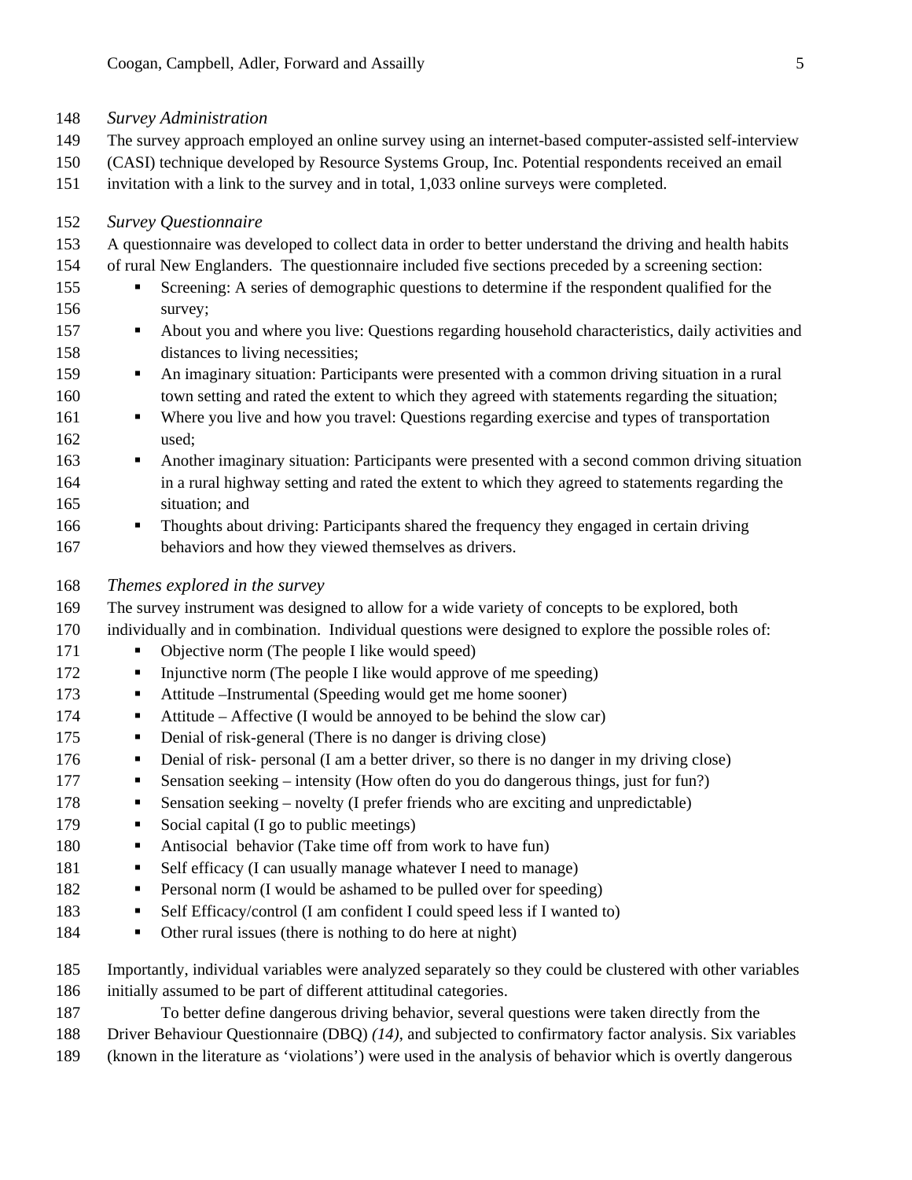*Survey Administration*

The survey approach employed an online survey using an internet-based computer-assisted self-interview (CASI) technique developed by Resource Systems Group, Inc. Potential respondents received an email invitation with a link to the survey and in total, 1,033 online surveys were completed.

*Survey Questionnaire*

A questionnaire was developed to collect data in order to better understand the driving and health habits of rural New Englanders. The questionnaire included five sections preceded by a screening section:

- Screening: A series of demographic questions to determine if the respondent qualified for the survey;
- About you and where you live: Questions regarding household characteristics, daily activities and distances to living necessities;
- An imaginary situation: Participants were presented with a common driving situation in a rural town setting and rated the extent to which they agreed with statements regarding the situation;
- Where you live and how you travel: Questions regarding exercise and types of transportation used;
- Another imaginary situation: Participants were presented with a second common driving situation in a rural highway setting and rated the extent to which they agreed to statements regarding the situation; and
- Thoughts about driving: Participants shared the frequency they engaged in certain driving behaviors and how they viewed themselves as drivers.

*Themes explored in the survey*

The survey instrument was designed to allow for a wide variety of concepts to be explored, both individually and in combination. Individual questions were designed to explore the possible roles of:

- Objective norm (The people I like would speed)
- Injunctive norm (The people I like would approve of me speeding)
- Attitude –Instrumental (Speeding would get me home sooner)
- Attitude – Affective (I would be annoyed to be behind the slow car)
- Denial of risk-general (There is no danger is driving close)
- Denial of risk- personal (I am a better driver, so there is no danger in my driving close)
- Sensation seeking – intensity (How often do you do dangerous things, just for fun?)
- Sensation seeking – novelty (I prefer friends who are exciting and unpredictable)
- Social capital (I go to public meetings)
- Antisocial behavior (Take time off from work to have fun)
- Self efficacy (I can usually manage whatever I need to manage)
- Personal norm (I would be ashamed to be pulled over for speeding)
- Self Efficacy/control (I am confident I could speed less if I wanted to)
- Other rural issues (there is nothing to do here at night)

Importantly, individual variables were analyzed separately so they could be clustered with other variables initially assumed to be part of different attitudinal categories.

To better define dangerous driving behavior, several questions were taken directly from the Driver Behaviour Questionnaire (DBQ) *(14)*, and subjected to confirmatory factor analysis. Six variables (known in the literature as 'violations') were used in the analysis of behavior which is overtly dangerous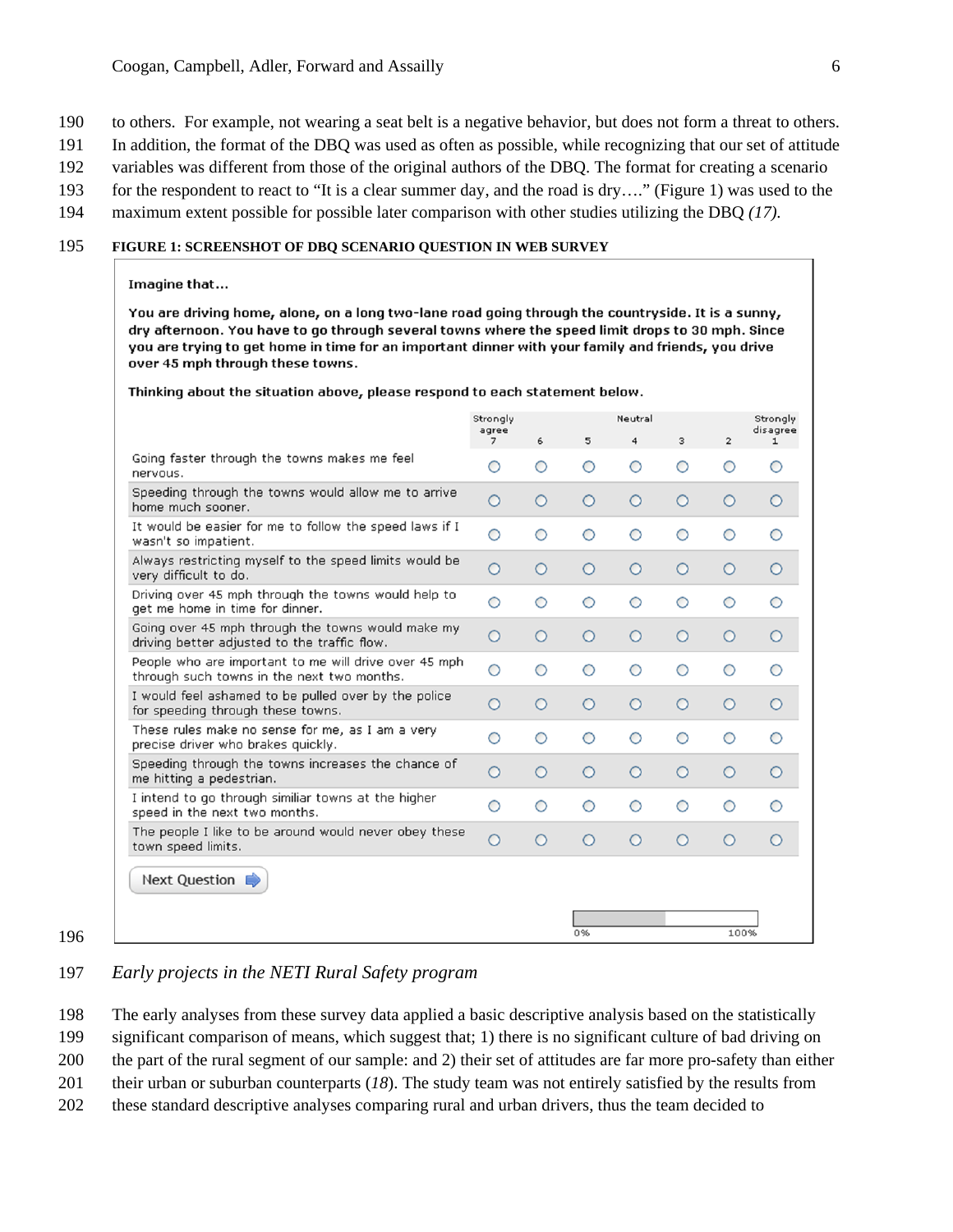to others. For example, not wearing a seat belt is a negative behavior, but does not form a threat to others. In addition, the format of the DBQ was used as often as possible, while recognizing that our set of attitude variables was different from those of the original authors of the DBQ. The format for creating a scenario for the respondent to react to "It is a clear summer day, and the road is dry…." (Figure 1) was used to the maximum extent possible for possible later comparison with other studies utilizing the DBQ *(17).*

**FIGURE 1: SCREENSHOT OF DBQ SCENARIO QUESTION IN WEB SURVEY**

**Imagine that…**

**You are driving home, alone, on a long two-lane road going through the countryside. It is a sunny, dry afternoon. You have to go through several towns where the speed limit drops to 30 mph. Since you are trying to get home in time for an important dinner with your family and friends, you drive over 45 mph through these towns.**

**Thinking about the situation above, please respond to each statement below.**

| | Strongly agree 7 | 6 | 5 | Neutral 4 | 3 | 2 | Strongly disagree 1 |
|---|---|---|---|---|---|---|---|
| Going faster through the towns makes me feel nervous. | ○ | ○ | ○ | ○ | ○ | ○ | ○ |
| Speeding through the towns would allow me to arrive home much sooner. | ○ | ○ | ○ | ○ | ○ | ○ | ○ |
| It would be easier for me to follow the speed laws if I wasn't so impatient. | ○ | ○ | ○ | ○ | ○ | ○ | ○ |
| Always restricting myself to the speed limits would be very difficult to do. | ○ | ○ | ○ | ○ | ○ | ○ | ○ |
| Driving over 45 mph through the towns would help to get me home in time for dinner. | ○ | ○ | ○ | ○ | ○ | ○ | ○ |
| Going over 45 mph through the towns would make my driving better adjusted to the traffic flow. | ○ | ○ | ○ | ○ | ○ | ○ | ○ |
| People who are important to me will drive over 45 mph through such towns in the next two months. | ○ | ○ | ○ | ○ | ○ | ○ | ○ |
| I would feel ashamed to be pulled over by the police for speeding through these towns. | ○ | ○ | ○ | ○ | ○ | ○ | ○ |
| These rules make no sense for me, as I am a very precise driver who brakes quickly. | ○ | ○ | ○ | ○ | ○ | ○ | ○ |
| Speeding through the towns increases the chance of me hitting a pedestrian. | ○ | ○ | ○ | ○ | ○ | ○ | ○ |
| I intend to go through similiar towns at the higher speed in the next two months. | ○ | ○ | ○ | ○ | ○ | ○ | ○ |
| The people I like to be around would never obey these town speed limits. | ○ | ○ | ○ | ○ | ○ | ○ | ○ |

Next Question

0% 100%

*Early projects in the NETI Rural Safety program*

The early analyses from these survey data applied a basic descriptive analysis based on the statistically significant comparison of means, which suggest that; 1) there is no significant culture of bad driving on the part of the rural segment of our sample: and 2) their set of attitudes are far more pro-safety than either their urban or suburban counterparts (*18*). The study team was not entirely satisfied by the results from these standard descriptive analyses comparing rural and urban drivers, thus the team decided to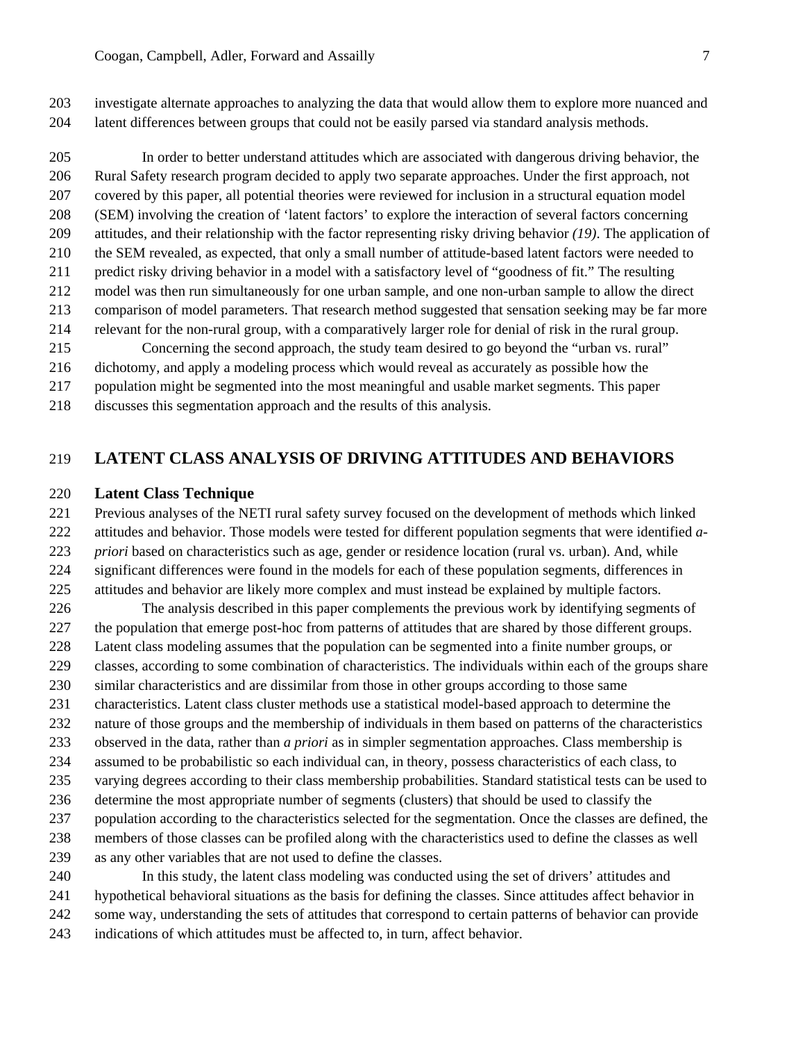investigate alternate approaches to analyzing the data that would allow them to explore more nuanced and latent differences between groups that could not be easily parsed via standard analysis methods.

In order to better understand attitudes which are associated with dangerous driving behavior, the Rural Safety research program decided to apply two separate approaches. Under the first approach, not covered by this paper, all potential theories were reviewed for inclusion in a structural equation model (SEM) involving the creation of 'latent factors' to explore the interaction of several factors concerning attitudes, and their relationship with the factor representing risky driving behavior *(19)*. The application of the SEM revealed, as expected, that only a small number of attitude-based latent factors were needed to predict risky driving behavior in a model with a satisfactory level of "goodness of fit." The resulting model was then run simultaneously for one urban sample, and one non-urban sample to allow the direct comparison of model parameters. That research method suggested that sensation seeking may be far more relevant for the non-rural group, with a comparatively larger role for denial of risk in the rural group.

Concerning the second approach, the study team desired to go beyond the "urban vs. rural" dichotomy, and apply a modeling process which would reveal as accurately as possible how the population might be segmented into the most meaningful and usable market segments. This paper discusses this segmentation approach and the results of this analysis.

# LATENT CLASS ANALYSIS OF DRIVING ATTITUDES AND BEHAVIORS

## Latent Class Technique

Previous analyses of the NETI rural safety survey focused on the development of methods which linked attitudes and behavior. Those models were tested for different population segments that were identified *a-priori* based on characteristics such as age, gender or residence location (rural vs. urban). And, while significant differences were found in the models for each of these population segments, differences in attitudes and behavior are likely more complex and must instead be explained by multiple factors.

The analysis described in this paper complements the previous work by identifying segments of the population that emerge post-hoc from patterns of attitudes that are shared by those different groups. Latent class modeling assumes that the population can be segmented into a finite number groups, or classes, according to some combination of characteristics. The individuals within each of the groups share similar characteristics and are dissimilar from those in other groups according to those same characteristics. Latent class cluster methods use a statistical model-based approach to determine the nature of those groups and the membership of individuals in them based on patterns of the characteristics observed in the data, rather than *a priori* as in simpler segmentation approaches. Class membership is assumed to be probabilistic so each individual can, in theory, possess characteristics of each class, to varying degrees according to their class membership probabilities. Standard statistical tests can be used to determine the most appropriate number of segments (clusters) that should be used to classify the population according to the characteristics selected for the segmentation. Once the classes are defined, the members of those classes can be profiled along with the characteristics used to define the classes as well as any other variables that are not used to define the classes.

In this study, the latent class modeling was conducted using the set of drivers' attitudes and hypothetical behavioral situations as the basis for defining the classes. Since attitudes affect behavior in some way, understanding the sets of attitudes that correspond to certain patterns of behavior can provide indications of which attitudes must be affected to, in turn, affect behavior.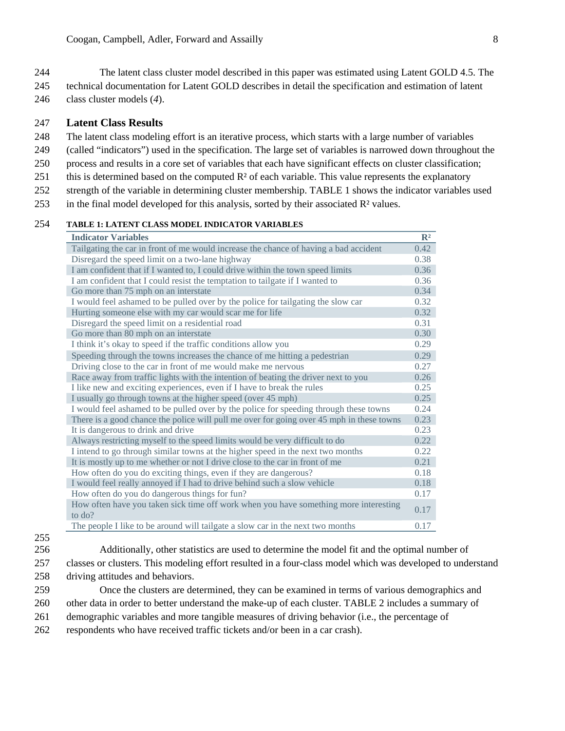The latent class cluster model described in this paper was estimated using Latent GOLD 4.5. The technical documentation for Latent GOLD describes in detail the specification and estimation of latent class cluster models (*4*).

## Latent Class Results

The latent class modeling effort is an iterative process, which starts with a large number of variables (called "indicators") used in the specification. The large set of variables is narrowed down throughout the process and results in a core set of variables that each have significant effects on cluster classification; this is determined based on the computed $R^2$ of each variable. This value represents the explanatory strength of the variable in determining cluster membership. TABLE 1 shows the indicator variables used in the final model developed for this analysis, sorted by their associated $R^2$ values.

**TABLE 1: LATENT CLASS MODEL INDICATOR VARIABLES**

| Indicator Variables | $R^2$ |
|---|---|
| Tailgating the car in front of me would increase the chance of having a bad accident | 0.42 |
| Disregard the speed limit on a two-lane highway | 0.38 |
| I am confident that if I wanted to, I could drive within the town speed limits | 0.36 |
| I am confident that I could resist the temptation to tailgate if I wanted to | 0.36 |
| Go more than 75 mph on an interstate | 0.34 |
| I would feel ashamed to be pulled over by the police for tailgating the slow car | 0.32 |
| Hurting someone else with my car would scar me for life | 0.32 |
| Disregard the speed limit on a residential road | 0.31 |
| Go more than 80 mph on an interstate | 0.30 |
| I think it's okay to speed if the traffic conditions allow you | 0.29 |
| Speeding through the towns increases the chance of me hitting a pedestrian | 0.29 |
| Driving close to the car in front of me would make me nervous | 0.27 |
| Race away from traffic lights with the intention of beating the driver next to you | 0.26 |
| I like new and exciting experiences, even if I have to break the rules | 0.25 |
| I usually go through towns at the higher speed (over 45 mph) | 0.25 |
| I would feel ashamed to be pulled over by the police for speeding through these towns | 0.24 |
| There is a good chance the police will pull me over for going over 45 mph in these towns | 0.23 |
| It is dangerous to drink and drive | 0.23 |
| Always restricting myself to the speed limits would be very difficult to do | 0.22 |
| I intend to go through similar towns at the higher speed in the next two months | 0.22 |
| It is mostly up to me whether or not I drive close to the car in front of me | 0.21 |
| How often do you do exciting things, even if they are dangerous? | 0.18 |
| I would feel really annoyed if I had to drive behind such a slow vehicle | 0.18 |
| How often do you do dangerous things for fun? | 0.17 |
| How often have you taken sick time off work when you have something more interesting to do? | 0.17 |
| The people I like to be around will tailgate a slow car in the next two months | 0.17 |

Additionally, other statistics are used to determine the model fit and the optimal number of classes or clusters. This modeling effort resulted in a four-class model which was developed to understand driving attitudes and behaviors.

Once the clusters are determined, they can be examined in terms of various demographics and other data in order to better understand the make-up of each cluster. TABLE 2 includes a summary of demographic variables and more tangible measures of driving behavior (i.e., the percentage of respondents who have received traffic tickets and/or been in a car crash).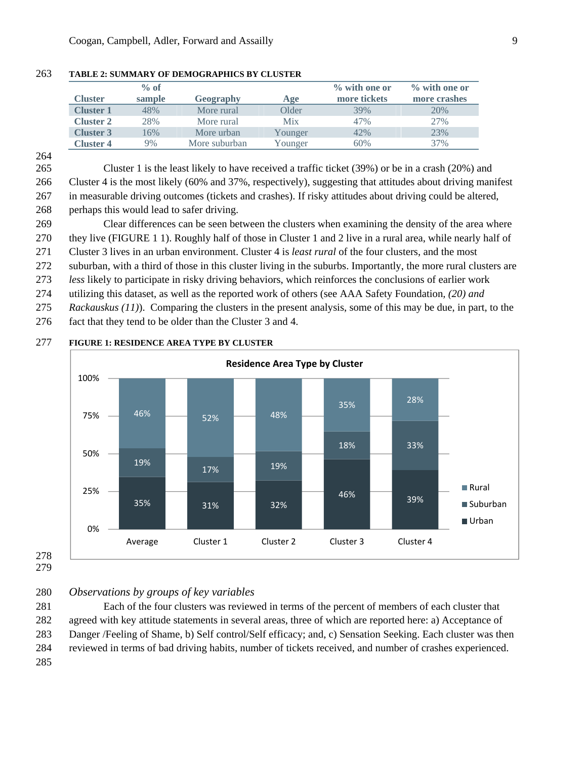**TABLE 2: SUMMARY OF DEMOGRAPHICS BY CLUSTER**

| Cluster | % of sample | Geography | Age | % with one or more tickets | % with one or more crashes |
|---|---|---|---|---|---|
| **Cluster 1** | 48% | More rural | Older | 39% | 20% |
| **Cluster 2** | 28% | More rural | Mix | 47% | 27% |
| **Cluster 3** | 16% | More urban | Younger | 42% | 23% |
| **Cluster 4** | 9% | More suburban | Younger | 60% | 37% |

Cluster 1 is the least likely to have received a traffic ticket (39%) or be in a crash (20%) and Cluster 4 is the most likely (60% and 37%, respectively), suggesting that attitudes about driving manifest in measurable driving outcomes (tickets and crashes). If risky attitudes about driving could be altered, perhaps this would lead to safer driving.

Clear differences can be seen between the clusters when examining the density of the area where they live (FIGURE 1 1). Roughly half of those in Cluster 1 and 2 live in a rural area, while nearly half of Cluster 3 lives in an urban environment. Cluster 4 is *least rural* of the four clusters, and the most suburban, with a third of those in this cluster living in the suburbs. Importantly, the more rural clusters are *less* likely to participate in risky driving behaviors, which reinforces the conclusions of earlier work utilizing this dataset, as well as the reported work of others (see AAA Safety Foundation, *(20) and Rackauskus (11)*). Comparing the clusters in the present analysis, some of this may be due, in part, to the fact that they tend to be older than the Cluster 3 and 4.

**FIGURE 1: RESIDENCE AREA TYPE BY CLUSTER**

**Residence Area Type by Cluster**

| | Average | Cluster 1 | Cluster 2 | Cluster 3 | Cluster 4 |
|---|---|---|---|---|---|
| Rural | 46% | 52% | 48% | 35% | 28% |
| Suburban | 19% | 17% | 19% | 18% | 33% |
| Urban | 35% | 31% | 32% | 46% | 39% |

*Observations by groups of key variables*

Each of the four clusters was reviewed in terms of the percent of members of each cluster that agreed with key attitude statements in several areas, three of which are reported here: a) Acceptance of Danger /Feeling of Shame, b) Self control/Self efficacy; and, c) Sensation Seeking. Each cluster was then reviewed in terms of bad driving habits, number of tickets received, and number of crashes experienced.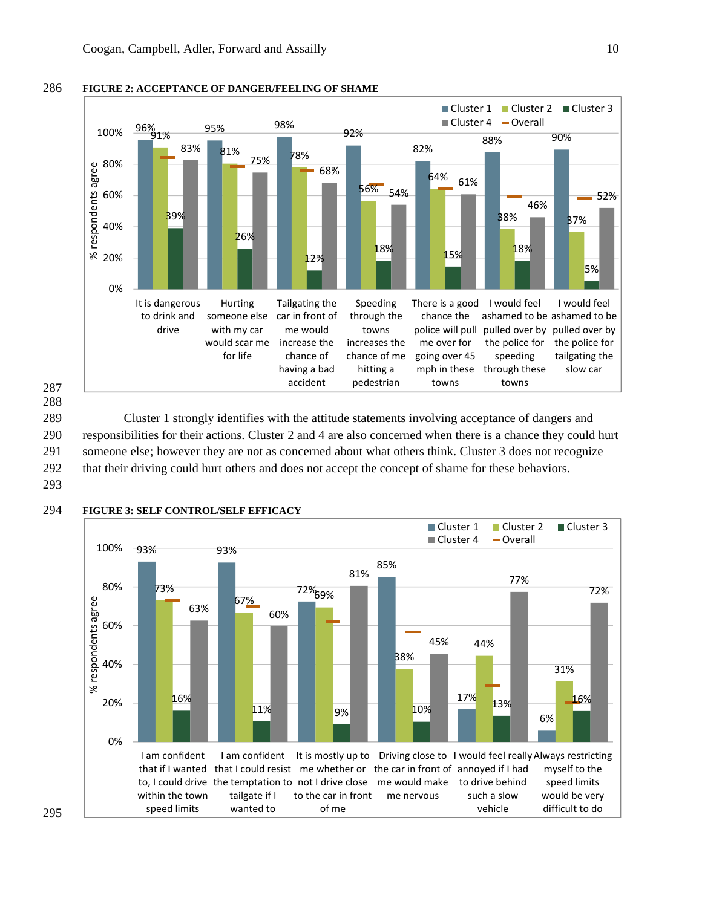**FIGURE 2: ACCEPTANCE OF DANGER/FEELING OF SHAME**

| Statement | Cluster 1 | Cluster 2 | Cluster 3 | Cluster 4 |
|---|---|---|---|---|
| It is dangerous to drink and drive | 96% | 91% | 39% | 83% |
| Hurting someone else with my car would scar me for life | 95% | 81% | 26% | 75% |
| Tailgating the car in front of me would increase the chance of having a bad accident | 98% | 78% | 12% | 68% |
| Speeding through the towns increases the chance of me hitting a pedestrian | 92% | 56% | 18% | 54% |
| There is a good chance the police will pull me over for going over 45 mph in these towns | 82% | 64% | 15% | 61% |
| I would feel ashamed to be pulled over by the police for speeding through these towns | 88% | 38% | 18% | 46% |
| I would feel ashamed to be pulled over by the police for tailgating the slow car | 90% | 37% | 5% | 52% |

Cluster 1 strongly identifies with the attitude statements involving acceptance of dangers and responsibilities for their actions. Cluster 2 and 4 are also concerned when there is a chance they could hurt someone else; however they are not as concerned about what others think. Cluster 3 does not recognize that their driving could hurt others and does not accept the concept of shame for these behaviors.

**FIGURE 3: SELF CONTROL/SELF EFFICACY**

| Statement | Cluster 1 | Cluster 2 | Cluster 3 | Cluster 4 |
|---|---|---|---|---|
| I am confident that if I wanted to, I could drive within the town speed limits | 93% | 73% | 16% | 63% |
| I am confident that I could resist the temptation to tailgate if I wanted to | 93% | 67% | 11% | 60% |
| It is mostly up to me whether or not I drive close to the car in front of me | 72% | 69% | 9% | 81% |
| Driving close to the car in front of me would make me nervous | 85% | 38% | 10% | 45% |
| I would feel really annoyed if I had to drive behind such a slow vehicle | 17% | 44% | 13% | 77% |
| Always restricting myself to the speed limits would be very difficult to do | 6% | 31% | 16% | 72% |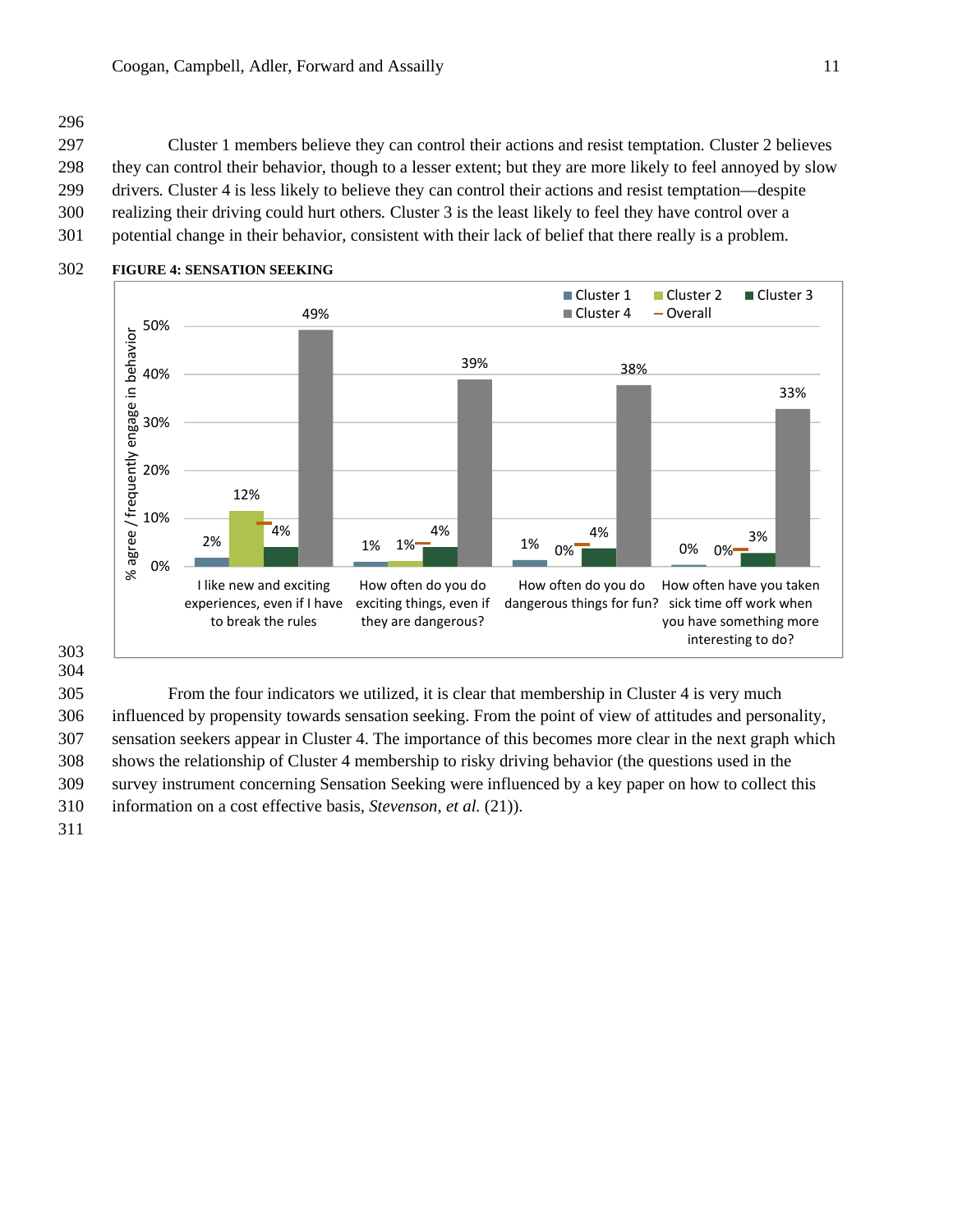Cluster 1 members believe they can control their actions and resist temptation. Cluster 2 believes they can control their behavior, though to a lesser extent; but they are more likely to feel annoyed by slow drivers. Cluster 4 is less likely to believe they can control their actions and resist temptation—despite realizing their driving could hurt others. Cluster 3 is the least likely to feel they have control over a potential change in their behavior, consistent with their lack of belief that there really is a problem.

**FIGURE 4: SENSATION SEEKING**

| % agree / frequently engage in behavior | Cluster 1 | Cluster 2 | Cluster 3 | Cluster 4 |
|---|---|---|---|---|
| I like new and exciting experiences, even if I have to break the rules | 2% | 12% | 4% | 49% |
| How often do you do exciting things, even if they are dangerous? | 1% | 1% | 4% | 39% |
| How often do you do dangerous things for fun? | 1% | 0% | 4% | 38% |
| How often have you taken sick time off work when you have something more interesting to do? | 0% | 0% | 3% | 33% |

From the four indicators we utilized, it is clear that membership in Cluster 4 is very much influenced by propensity towards sensation seeking. From the point of view of attitudes and personality, sensation seekers appear in Cluster 4. The importance of this becomes more clear in the next graph which shows the relationship of Cluster 4 membership to risky driving behavior (the questions used in the survey instrument concerning Sensation Seeking were influenced by a key paper on how to collect this information on a cost effective basis, *Stevenson, et al.* (21)).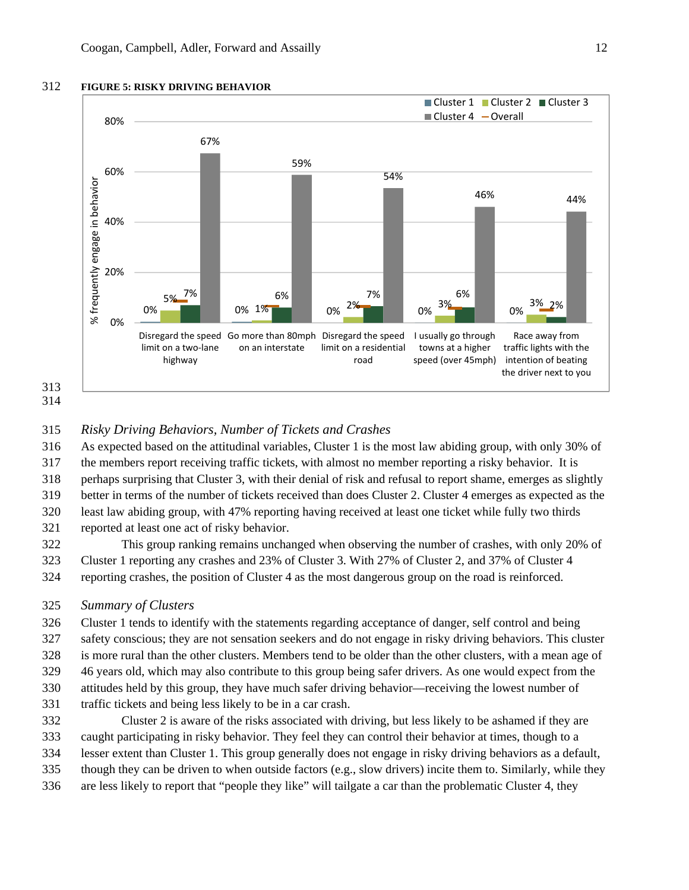**FIGURE 5: RISKY DRIVING BEHAVIOR**

| Behavior | Cluster 1 | Cluster 2 | Cluster 3 | Cluster 4 |
|---|---|---|---|---|
| Disregard the speed limit on a two-lane highway | 0% | 5% | 7% | 67% |
| Go more than 80mph on an interstate | 0% | 1% | 6% | 59% |
| Disregard the speed limit on a residential road | 0% | 2% | 7% | 54% |
| I usually go through towns at a higher speed (over 45mph) | 0% | 3% | 6% | 46% |
| Race away from traffic lights with the intention of beating the driver next to you | 0% | 3% | 2% | 44% |

*Y-axis: % frequently engage in behavior. Legend: Cluster 1, Cluster 2, Cluster 3, Cluster 4, Overall.*

### *Risky Driving Behaviors, Number of Tickets and Crashes*

As expected based on the attitudinal variables, Cluster 1 is the most law abiding group, with only 30% of the members report receiving traffic tickets, with almost no member reporting a risky behavior. It is perhaps surprising that Cluster 3, with their denial of risk and refusal to report shame, emerges as slightly better in terms of the number of tickets received than does Cluster 2. Cluster 4 emerges as expected as the least law abiding group, with 47% reporting having received at least one ticket while fully two thirds reported at least one act of risky behavior.

This group ranking remains unchanged when observing the number of crashes, with only 20% of Cluster 1 reporting any crashes and 23% of Cluster 3. With 27% of Cluster 2, and 37% of Cluster 4 reporting crashes, the position of Cluster 4 as the most dangerous group on the road is reinforced.

### *Summary of Clusters*

Cluster 1 tends to identify with the statements regarding acceptance of danger, self control and being safety conscious; they are not sensation seekers and do not engage in risky driving behaviors. This cluster is more rural than the other clusters. Members tend to be older than the other clusters, with a mean age of 46 years old, which may also contribute to this group being safer drivers. As one would expect from the attitudes held by this group, they have much safer driving behavior—receiving the lowest number of traffic tickets and being less likely to be in a car crash.

Cluster 2 is aware of the risks associated with driving, but less likely to be ashamed if they are caught participating in risky behavior. They feel they can control their behavior at times, though to a lesser extent than Cluster 1. This group generally does not engage in risky driving behaviors as a default, though they can be driven to when outside factors (e.g., slow drivers) incite them to. Similarly, while they are less likely to report that "people they like" will tailgate a car than the problematic Cluster 4, they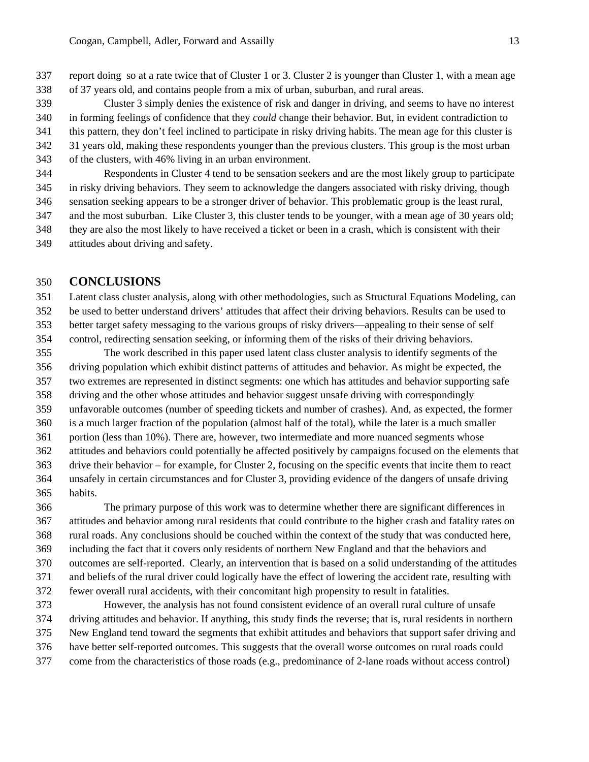report doing so at a rate twice that of Cluster 1 or 3. Cluster 2 is younger than Cluster 1, with a mean age of 37 years old, and contains people from a mix of urban, suburban, and rural areas.

Cluster 3 simply denies the existence of risk and danger in driving, and seems to have no interest in forming feelings of confidence that they *could* change their behavior. But, in evident contradiction to this pattern, they don't feel inclined to participate in risky driving habits. The mean age for this cluster is 31 years old, making these respondents younger than the previous clusters. This group is the most urban of the clusters, with 46% living in an urban environment.

Respondents in Cluster 4 tend to be sensation seekers and are the most likely group to participate in risky driving behaviors. They seem to acknowledge the dangers associated with risky driving, though sensation seeking appears to be a stronger driver of behavior. This problematic group is the least rural, and the most suburban. Like Cluster 3, this cluster tends to be younger, with a mean age of 30 years old; they are also the most likely to have received a ticket or been in a crash, which is consistent with their attitudes about driving and safety.

## CONCLUSIONS

Latent class cluster analysis, along with other methodologies, such as Structural Equations Modeling, can be used to better understand drivers' attitudes that affect their driving behaviors. Results can be used to better target safety messaging to the various groups of risky drivers—appealing to their sense of self control, redirecting sensation seeking, or informing them of the risks of their driving behaviors.

The work described in this paper used latent class cluster analysis to identify segments of the driving population which exhibit distinct patterns of attitudes and behavior. As might be expected, the two extremes are represented in distinct segments: one which has attitudes and behavior supporting safe driving and the other whose attitudes and behavior suggest unsafe driving with correspondingly unfavorable outcomes (number of speeding tickets and number of crashes). And, as expected, the former is a much larger fraction of the population (almost half of the total), while the later is a much smaller portion (less than 10%). There are, however, two intermediate and more nuanced segments whose attitudes and behaviors could potentially be affected positively by campaigns focused on the elements that drive their behavior – for example, for Cluster 2, focusing on the specific events that incite them to react unsafely in certain circumstances and for Cluster 3, providing evidence of the dangers of unsafe driving habits.

The primary purpose of this work was to determine whether there are significant differences in attitudes and behavior among rural residents that could contribute to the higher crash and fatality rates on rural roads. Any conclusions should be couched within the context of the study that was conducted here, including the fact that it covers only residents of northern New England and that the behaviors and outcomes are self-reported. Clearly, an intervention that is based on a solid understanding of the attitudes and beliefs of the rural driver could logically have the effect of lowering the accident rate, resulting with fewer overall rural accidents, with their concomitant high propensity to result in fatalities.

However, the analysis has not found consistent evidence of an overall rural culture of unsafe driving attitudes and behavior. If anything, this study finds the reverse; that is, rural residents in northern New England tend toward the segments that exhibit attitudes and behaviors that support safer driving and have better self-reported outcomes. This suggests that the overall worse outcomes on rural roads could come from the characteristics of those roads (e.g., predominance of 2-lane roads without access control)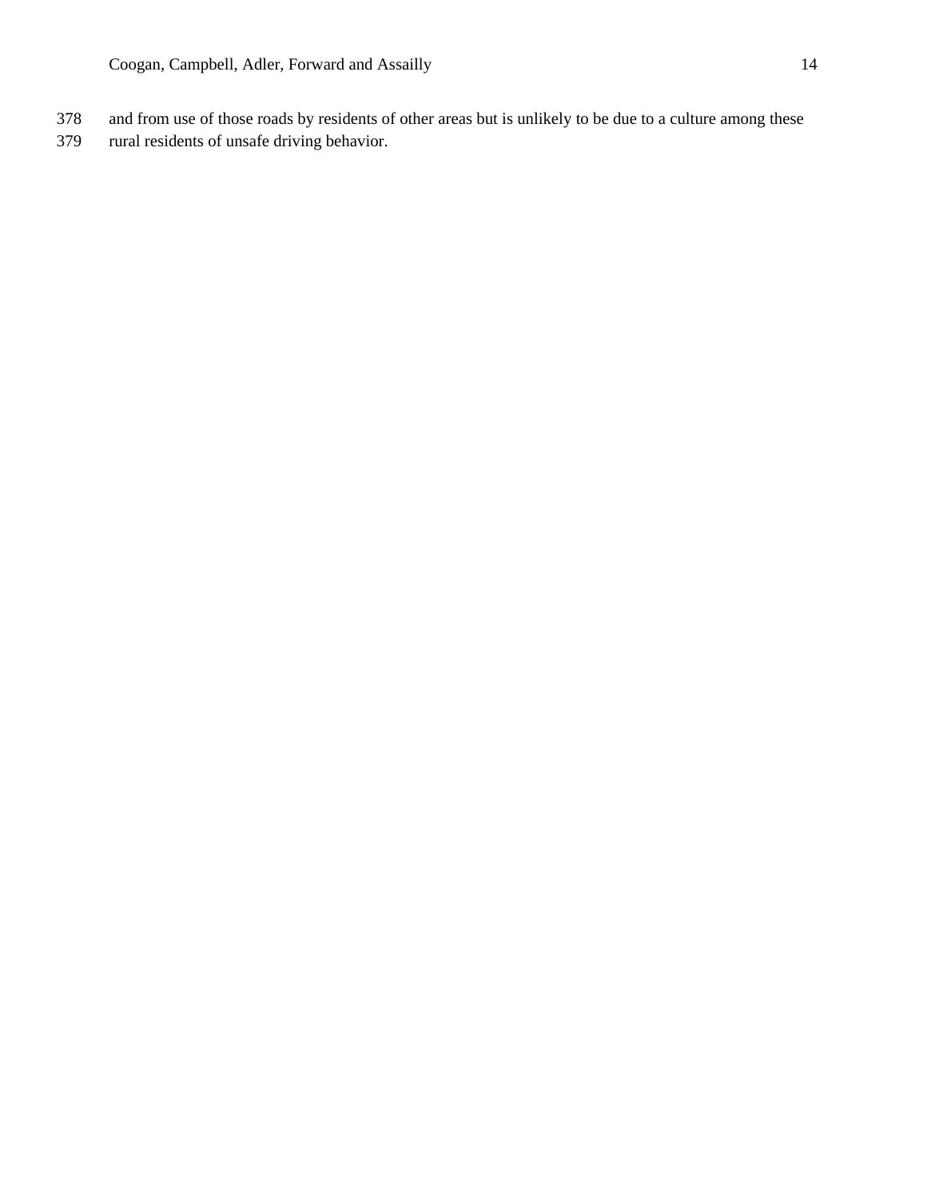and from use of those roads by residents of other areas but is unlikely to be due to a culture among these rural residents of unsafe driving behavior.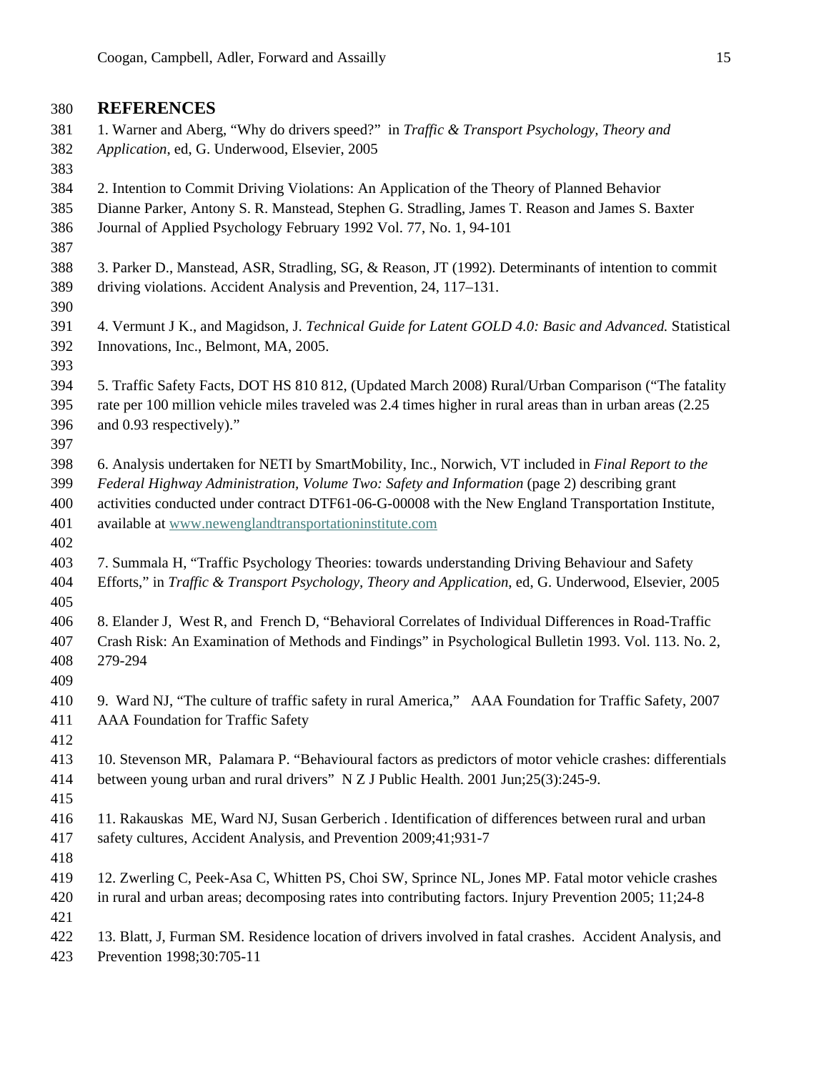## REFERENCES

1. Warner and Aberg, "Why do drivers speed?" in *Traffic & Transport Psychology, Theory and Application*, ed, G. Underwood, Elsevier, 2005

2. Intention to Commit Driving Violations: An Application of the Theory of Planned Behavior Dianne Parker, Antony S. R. Manstead, Stephen G. Stradling, James T. Reason and James S. Baxter Journal of Applied Psychology February 1992 Vol. 77, No. 1, 94-101

3. Parker D., Manstead, ASR, Stradling, SG, & Reason, JT (1992). Determinants of intention to commit driving violations. Accident Analysis and Prevention, 24, 117–131.

4. Vermunt J K., and Magidson, J. *Technical Guide for Latent GOLD 4.0: Basic and Advanced.* Statistical Innovations, Inc., Belmont, MA, 2005.

5. Traffic Safety Facts, DOT HS 810 812, (Updated March 2008) Rural/Urban Comparison ("The fatality rate per 100 million vehicle miles traveled was 2.4 times higher in rural areas than in urban areas (2.25 and 0.93 respectively)."

6. Analysis undertaken for NETI by SmartMobility, Inc., Norwich, VT included in *Final Report to the Federal Highway Administration, Volume Two: Safety and Information* (page 2) describing grant activities conducted under contract DTF61-06-G-00008 with the New England Transportation Institute, available at www.newenglandtransportationinstitute.com

7. Summala H, "Traffic Psychology Theories: towards understanding Driving Behaviour and Safety Efforts," in *Traffic & Transport Psychology, Theory and Application*, ed, G. Underwood, Elsevier, 2005

8. Elander J, West R, and French D, "Behavioral Correlates of Individual Differences in Road-Traffic Crash Risk: An Examination of Methods and Findings" in Psychological Bulletin 1993. Vol. 113. No. 2, 279-294

9. Ward NJ, "The culture of traffic safety in rural America," AAA Foundation for Traffic Safety, 2007 AAA Foundation for Traffic Safety

10. Stevenson MR, Palamara P. "Behavioural factors as predictors of motor vehicle crashes: differentials between young urban and rural drivers" N Z J Public Health. 2001 Jun;25(3):245-9.

11. Rakauskas ME, Ward NJ, Susan Gerberich . Identification of differences between rural and urban safety cultures, Accident Analysis, and Prevention 2009;41;931-7

12. Zwerling C, Peek-Asa C, Whitten PS, Choi SW, Sprince NL, Jones MP. Fatal motor vehicle crashes in rural and urban areas; decomposing rates into contributing factors. Injury Prevention 2005; 11;24-8

13. Blatt, J, Furman SM. Residence location of drivers involved in fatal crashes. Accident Analysis, and Prevention 1998;30:705-11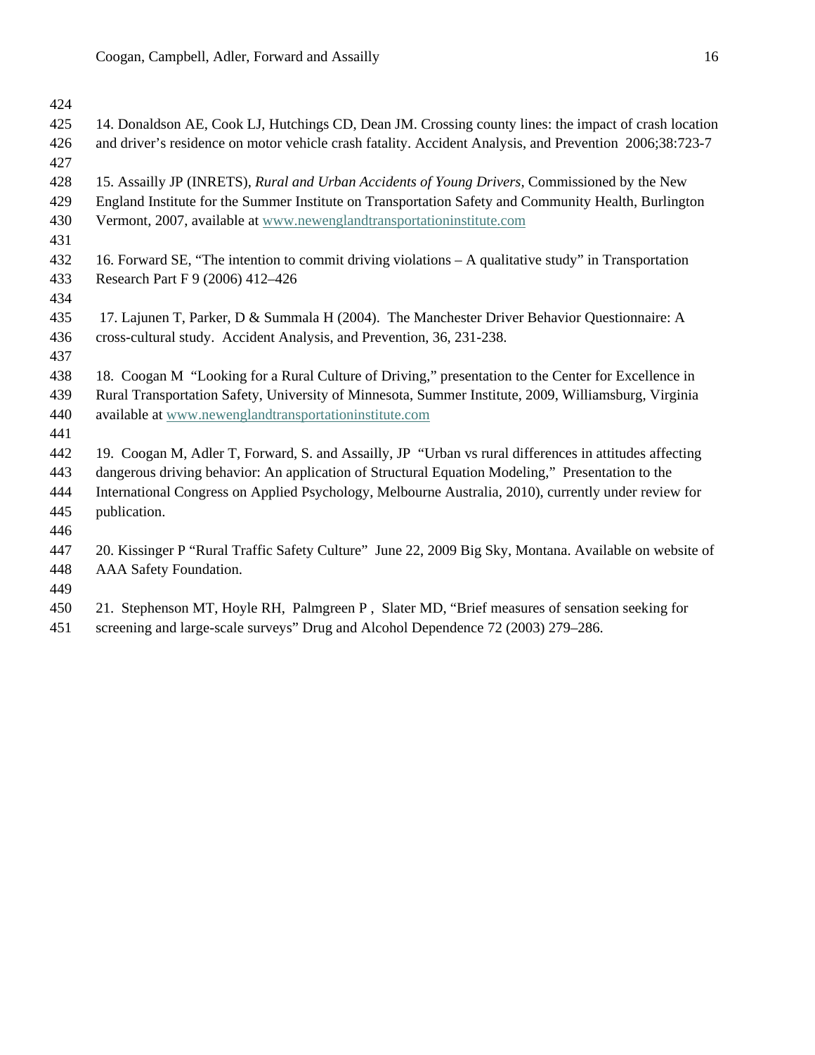14. Donaldson AE, Cook LJ, Hutchings CD, Dean JM. Crossing county lines: the impact of crash location and driver's residence on motor vehicle crash fatality. Accident Analysis, and Prevention 2006;38:723-7

15. Assailly JP (INRETS), *Rural and Urban Accidents of Young Drivers*, Commissioned by the New England Institute for the Summer Institute on Transportation Safety and Community Health, Burlington Vermont, 2007, available at www.newenglandtransportationinstitute.com

16. Forward SE, "The intention to commit driving violations – A qualitative study" in Transportation Research Part F 9 (2006) 412–426

17. Lajunen T, Parker, D & Summala H (2004). The Manchester Driver Behavior Questionnaire: A cross-cultural study. Accident Analysis, and Prevention, 36, 231-238.

18. Coogan M "Looking for a Rural Culture of Driving," presentation to the Center for Excellence in Rural Transportation Safety, University of Minnesota, Summer Institute, 2009, Williamsburg, Virginia available at www.newenglandtransportationinstitute.com

19. Coogan M, Adler T, Forward, S. and Assailly, JP "Urban vs rural differences in attitudes affecting dangerous driving behavior: An application of Structural Equation Modeling," Presentation to the International Congress on Applied Psychology, Melbourne Australia, 2010), currently under review for publication.

20. Kissinger P "Rural Traffic Safety Culture" June 22, 2009 Big Sky, Montana. Available on website of AAA Safety Foundation.

21. Stephenson MT, Hoyle RH, Palmgreen P , Slater MD, "Brief measures of sensation seeking for screening and large-scale surveys" Drug and Alcohol Dependence 72 (2003) 279–286.